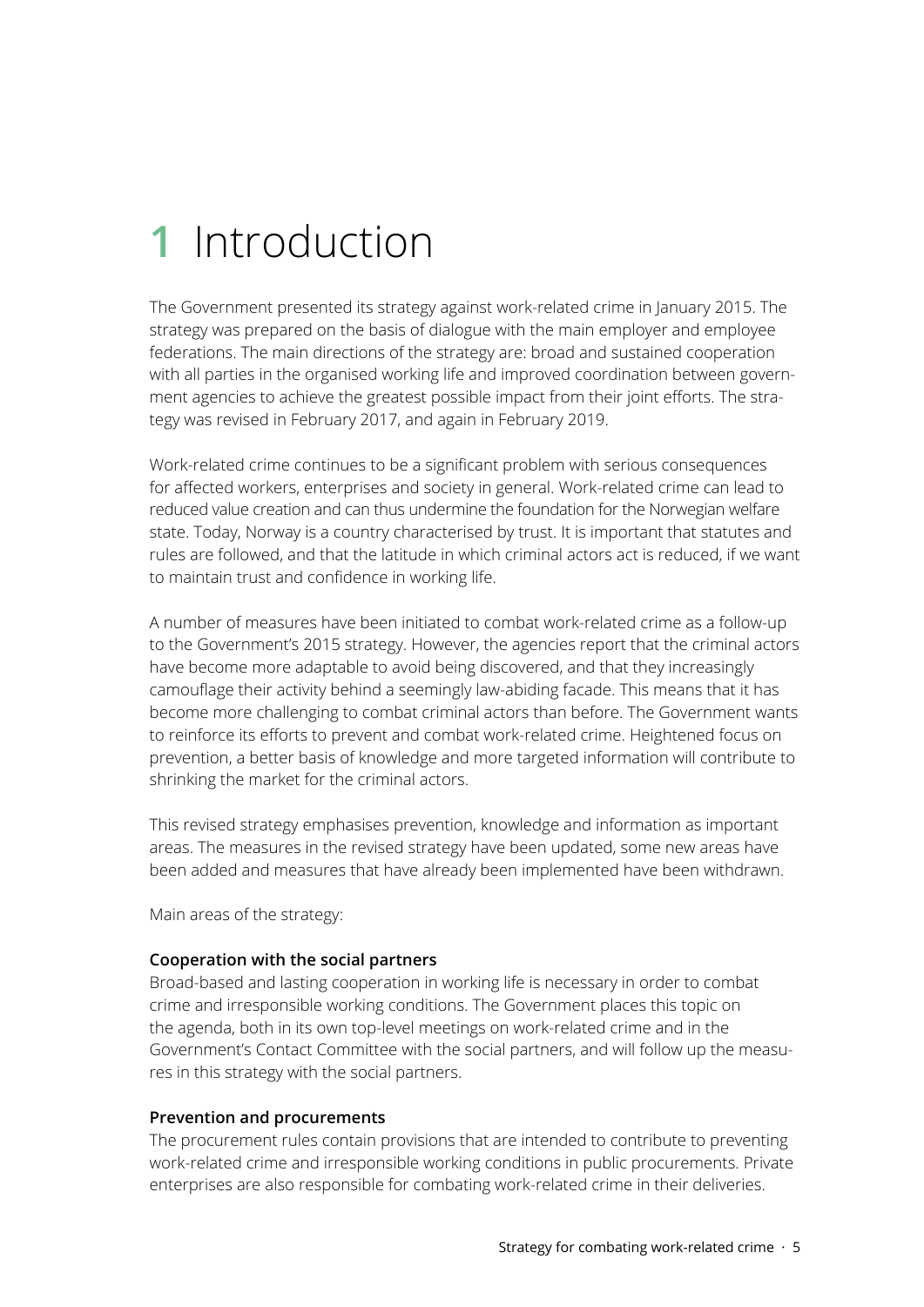# 1 Introduction

The Government presented its strategy against work-related crime in January 2015. The strategy was prepared on the basis of dialogue with the main employer and employee federations. The main directions of the strategy are: broad and sustained cooperation with all parties in the organised working life and improved coordination between government agencies to achieve the greatest possible impact from their joint efforts. The strategy was revised in February 2017, and again in February 2019.

Work-related crime continues to be a significant problem with serious consequences for affected workers, enterprises and society in general. Work-related crime can lead to reduced value creation and can thus undermine the foundation for the Norwegian welfare state. Today, Norway is a country characterised by trust. It is important that statutes and rules are followed, and that the latitude in which criminal actors act is reduced, if we want to maintain trust and confidence in working life.

A number of measures have been initiated to combat work-related crime as a follow-up to the Government's 2015 strategy. However, the agencies report that the criminal actors have become more adaptable to avoid being discovered, and that they increasingly camouflage their activity behind a seemingly law-abiding facade. This means that it has become more challenging to combat criminal actors than before. The Government wants to reinforce its efforts to prevent and combat work-related crime. Heightened focus on prevention, a better basis of knowledge and more targeted information will contribute to shrinking the market for the criminal actors.

This revised strategy emphasises prevention, knowledge and information as important areas. The measures in the revised strategy have been updated, some new areas have been added and measures that have already been implemented have been withdrawn.

Main areas of the strategy:

**Cooperation with the social partners**
Broad-based and lasting cooperation in working life is necessary in order to combat crime and irresponsible working conditions. The Government places this topic on the agenda, both in its own top-level meetings on work-related crime and in the Government's Contact Committee with the social partners, and will follow up the measures in this strategy with the social partners.

**Prevention and procurements**
The procurement rules contain provisions that are intended to contribute to preventing work-related crime and irresponsible working conditions in public procurements. Private enterprises are also responsible for combating work-related crime in their deliveries.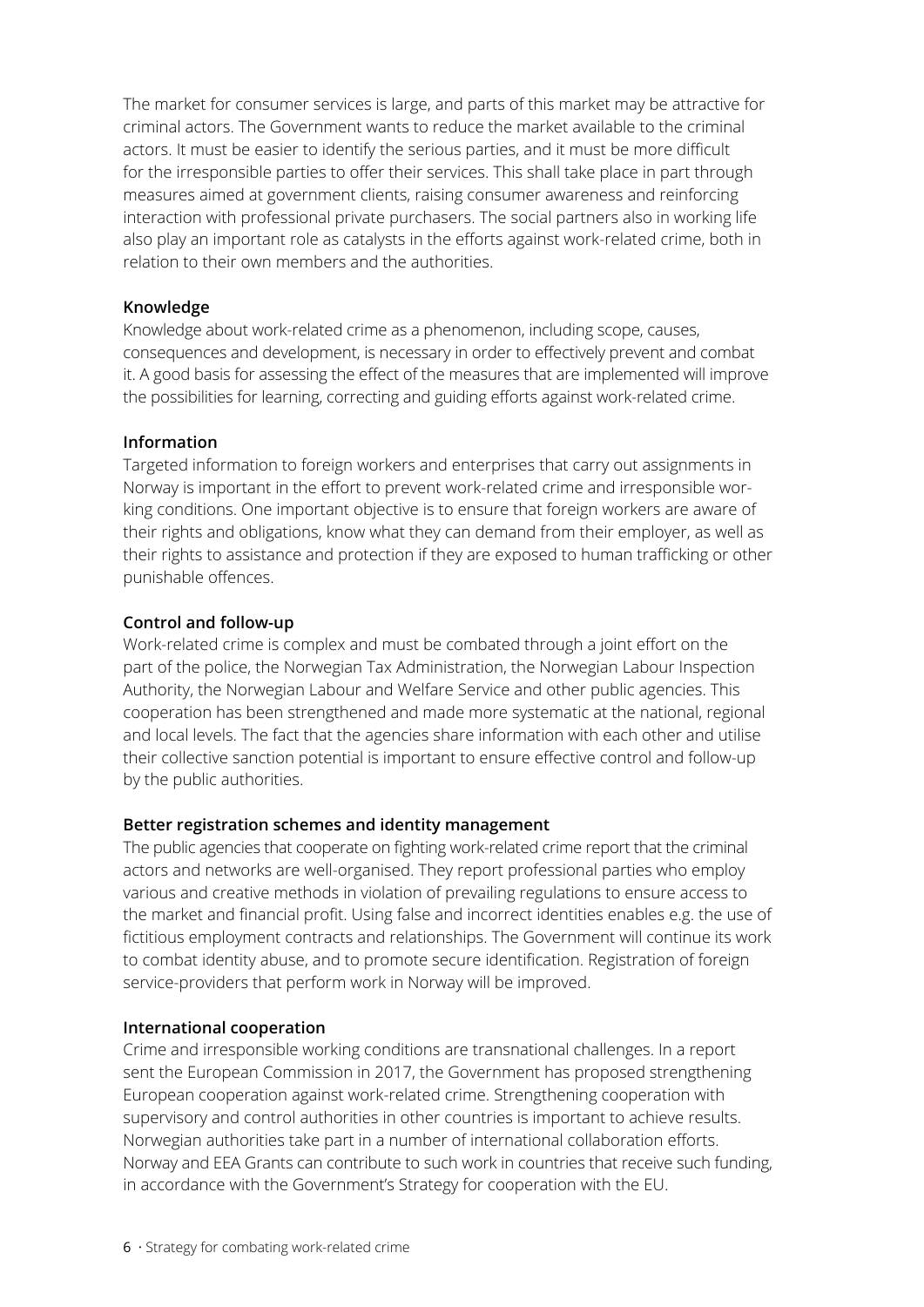The market for consumer services is large, and parts of this market may be attractive for criminal actors. The Government wants to reduce the market available to the criminal actors. It must be easier to identify the serious parties, and it must be more difficult for the irresponsible parties to offer their services. This shall take place in part through measures aimed at government clients, raising consumer awareness and reinforcing interaction with professional private purchasers. The social partners also in working life also play an important role as catalysts in the efforts against work-related crime, both in relation to their own members and the authorities.

**Knowledge**

Knowledge about work-related crime as a phenomenon, including scope, causes, consequences and development, is necessary in order to effectively prevent and combat it. A good basis for assessing the effect of the measures that are implemented will improve the possibilities for learning, correcting and guiding efforts against work-related crime.

**Information**

Targeted information to foreign workers and enterprises that carry out assignments in Norway is important in the effort to prevent work-related crime and irresponsible working conditions. One important objective is to ensure that foreign workers are aware of their rights and obligations, know what they can demand from their employer, as well as their rights to assistance and protection if they are exposed to human trafficking or other punishable offences.

**Control and follow-up**

Work-related crime is complex and must be combated through a joint effort on the part of the police, the Norwegian Tax Administration, the Norwegian Labour Inspection Authority, the Norwegian Labour and Welfare Service and other public agencies. This cooperation has been strengthened and made more systematic at the national, regional and local levels. The fact that the agencies share information with each other and utilise their collective sanction potential is important to ensure effective control and follow-up by the public authorities.

**Better registration schemes and identity management**

The public agencies that cooperate on fighting work-related crime report that the criminal actors and networks are well-organised. They report professional parties who employ various and creative methods in violation of prevailing regulations to ensure access to the market and financial profit. Using false and incorrect identities enables e.g. the use of fictitious employment contracts and relationships. The Government will continue its work to combat identity abuse, and to promote secure identification. Registration of foreign service-providers that perform work in Norway will be improved.

**International cooperation**

Crime and irresponsible working conditions are transnational challenges. In a report sent the European Commission in 2017, the Government has proposed strengthening European cooperation against work-related crime. Strengthening cooperation with supervisory and control authorities in other countries is important to achieve results. Norwegian authorities take part in a number of international collaboration efforts. Norway and EEA Grants can contribute to such work in countries that receive such funding, in accordance with the Government's Strategy for cooperation with the EU.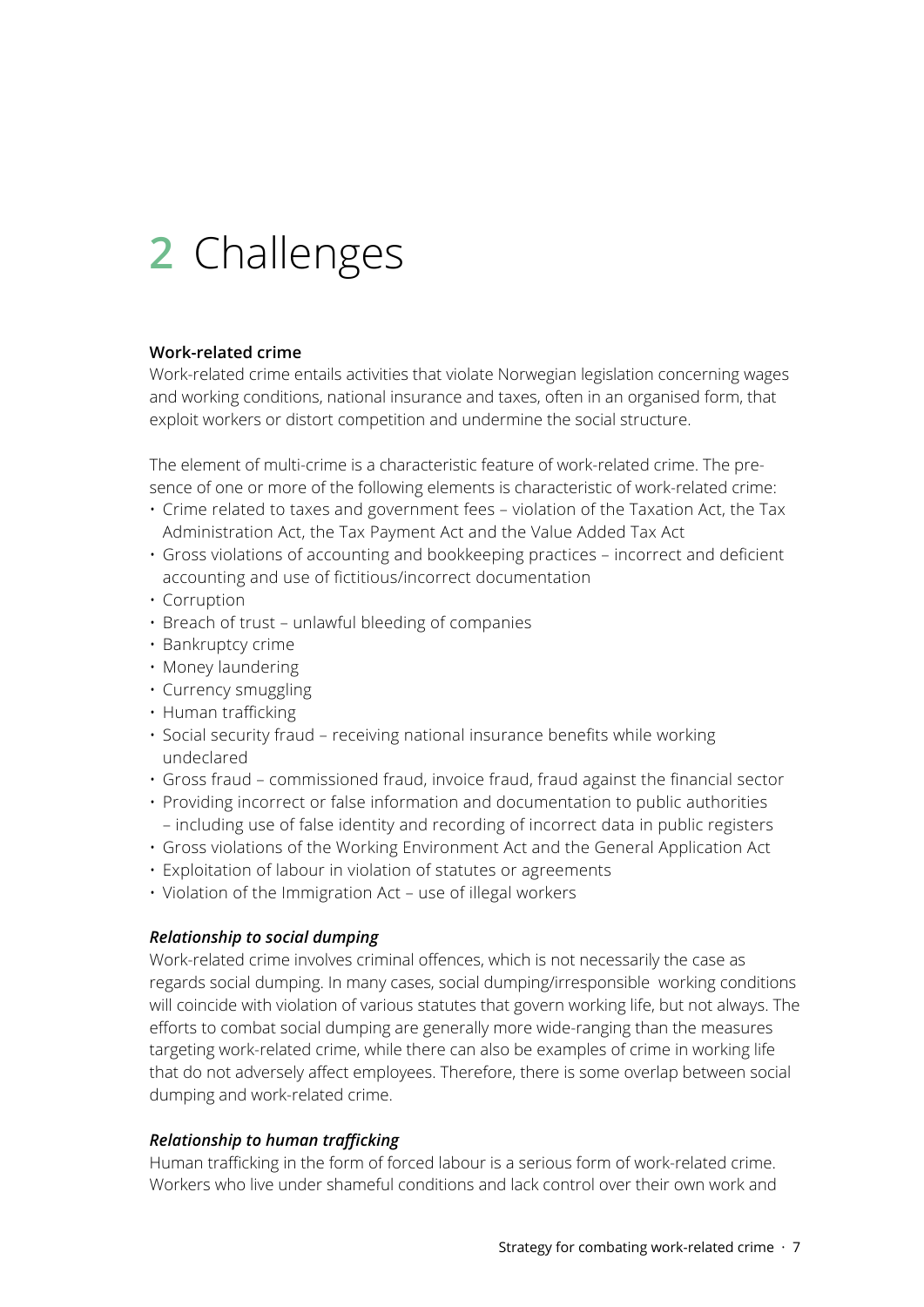# 2 Challenges

**Work-related crime**

Work-related crime entails activities that violate Norwegian legislation concerning wages and working conditions, national insurance and taxes, often in an organised form, that exploit workers or distort competition and undermine the social structure.

The element of multi-crime is a characteristic feature of work-related crime. The presence of one or more of the following elements is characteristic of work-related crime:

- Crime related to taxes and government fees – violation of the Taxation Act, the Tax Administration Act, the Tax Payment Act and the Value Added Tax Act
- Gross violations of accounting and bookkeeping practices – incorrect and deficient accounting and use of fictitious/incorrect documentation
- Corruption
- Breach of trust – unlawful bleeding of companies
- Bankruptcy crime
- Money laundering
- Currency smuggling
- Human trafficking
- Social security fraud – receiving national insurance benefits while working undeclared
- Gross fraud – commissioned fraud, invoice fraud, fraud against the financial sector
- Providing incorrect or false information and documentation to public authorities – including use of false identity and recording of incorrect data in public registers
- Gross violations of the Working Environment Act and the General Application Act
- Exploitation of labour in violation of statutes or agreements
- Violation of the Immigration Act – use of illegal workers

***Relationship to social dumping***

Work-related crime involves criminal offences, which is not necessarily the case as regards social dumping. In many cases, social dumping/irresponsible working conditions will coincide with violation of various statutes that govern working life, but not always. The efforts to combat social dumping are generally more wide-ranging than the measures targeting work-related crime, while there can also be examples of crime in working life that do not adversely affect employees. Therefore, there is some overlap between social dumping and work-related crime.

***Relationship to human trafficking***

Human trafficking in the form of forced labour is a serious form of work-related crime. Workers who live under shameful conditions and lack control over their own work and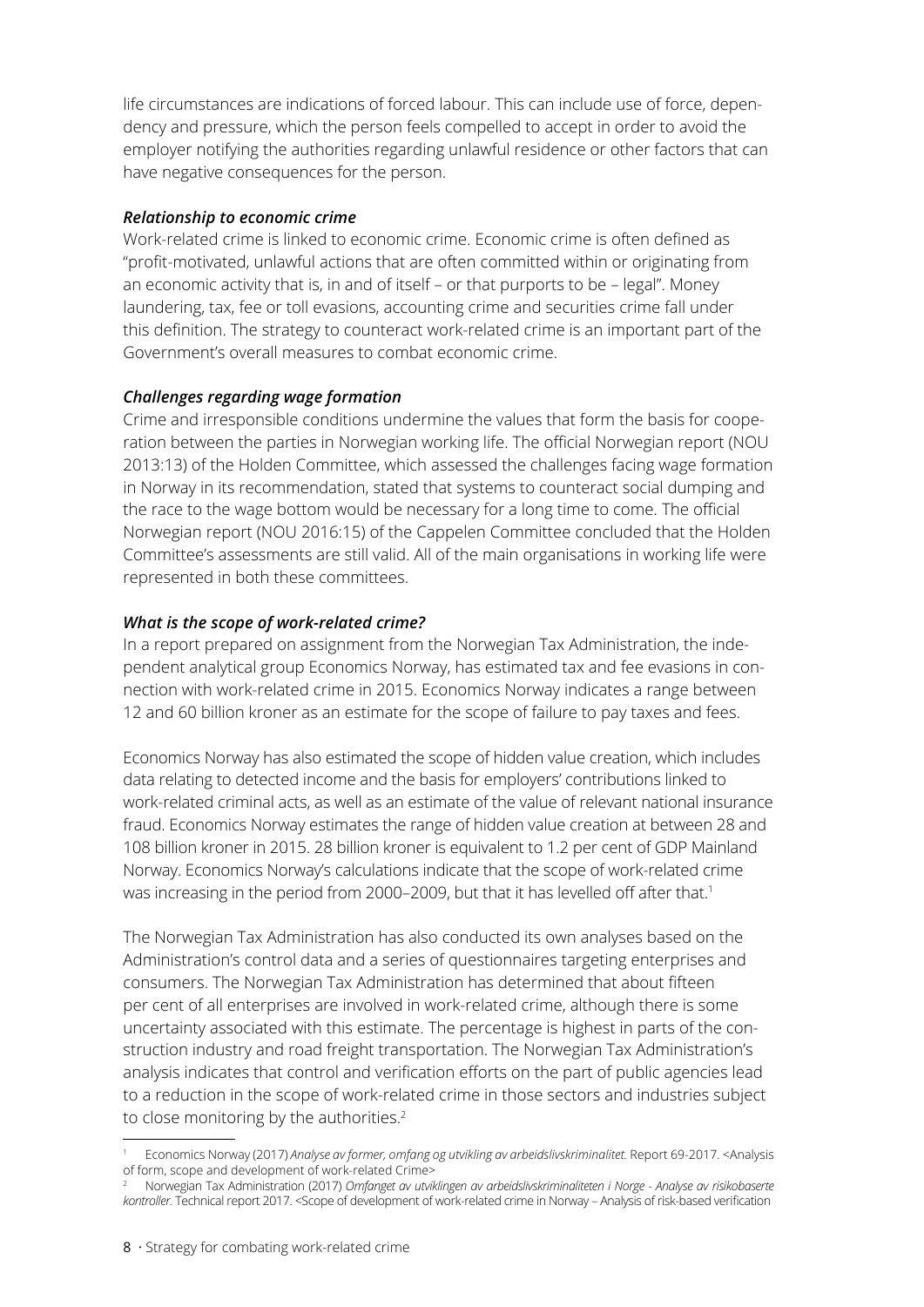life circumstances are indications of forced labour. This can include use of force, dependency and pressure, which the person feels compelled to accept in order to avoid the employer notifying the authorities regarding unlawful residence or other factors that can have negative consequences for the person.

### *Relationship to economic crime*

Work-related crime is linked to economic crime. Economic crime is often defined as "profit-motivated, unlawful actions that are often committed within or originating from an economic activity that is, in and of itself – or that purports to be – legal". Money laundering, tax, fee or toll evasions, accounting crime and securities crime fall under this definition. The strategy to counteract work-related crime is an important part of the Government's overall measures to combat economic crime.

### *Challenges regarding wage formation*

Crime and irresponsible conditions undermine the values that form the basis for cooperation between the parties in Norwegian working life. The official Norwegian report (NOU 2013:13) of the Holden Committee, which assessed the challenges facing wage formation in Norway in its recommendation, stated that systems to counteract social dumping and the race to the wage bottom would be necessary for a long time to come. The official Norwegian report (NOU 2016:15) of the Cappelen Committee concluded that the Holden Committee's assessments are still valid. All of the main organisations in working life were represented in both these committees.

### *What is the scope of work-related crime?*

In a report prepared on assignment from the Norwegian Tax Administration, the independent analytical group Economics Norway, has estimated tax and fee evasions in connection with work-related crime in 2015. Economics Norway indicates a range between 12 and 60 billion kroner as an estimate for the scope of failure to pay taxes and fees.

Economics Norway has also estimated the scope of hidden value creation, which includes data relating to detected income and the basis for employers' contributions linked to work-related criminal acts, as well as an estimate of the value of relevant national insurance fraud. Economics Norway estimates the range of hidden value creation at between 28 and 108 billion kroner in 2015. 28 billion kroner is equivalent to 1.2 per cent of GDP Mainland Norway. Economics Norway's calculations indicate that the scope of work-related crime was increasing in the period from 2000–2009, but that it has levelled off after that.[1]

The Norwegian Tax Administration has also conducted its own analyses based on the Administration's control data and a series of questionnaires targeting enterprises and consumers. The Norwegian Tax Administration has determined that about fifteen per cent of all enterprises are involved in work-related crime, although there is some uncertainty associated with this estimate. The percentage is highest in parts of the construction industry and road freight transportation. The Norwegian Tax Administration's analysis indicates that control and verification efforts on the part of public agencies lead to a reduction in the scope of work-related crime in those sectors and industries subject to close monitoring by the authorities.[2]

---

[1] Economics Norway (2017) *Analyse av former, omfang og utvikling av arbeidslivskriminalitet.* Report 69-2017. <Analysis of form, scope and development of work-related Crime>

[2] Norwegian Tax Administration (2017) *Omfanget av utviklingen av arbeidslivskriminaliteten i Norge - Analyse av risikobaserte kontroller.* Technical report 2017. <Scope of development of work-related crime in Norway – Analysis of risk-based verification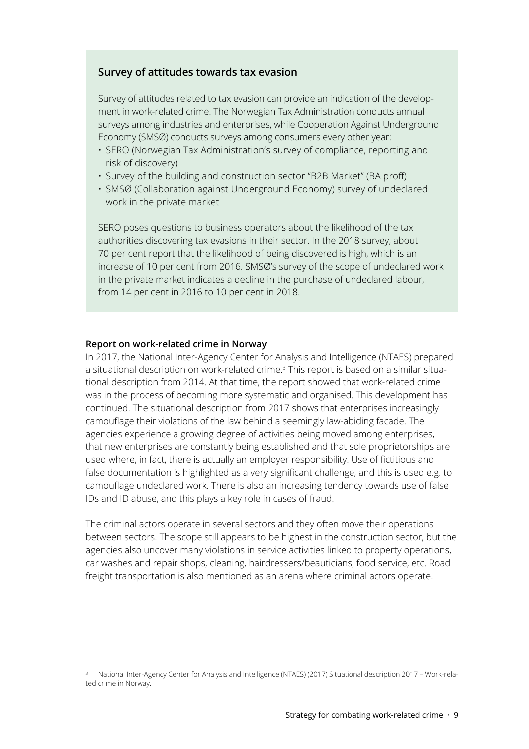## Survey of attitudes towards tax evasion

Survey of attitudes related to tax evasion can provide an indication of the development in work-related crime. The Norwegian Tax Administration conducts annual surveys among industries and enterprises, while Cooperation Against Underground Economy (SMSØ) conducts surveys among consumers every other year:

- SERO (Norwegian Tax Administration's survey of compliance, reporting and risk of discovery)
- Survey of the building and construction sector "B2B Market" (BA proff)
- SMSØ (Collaboration against Underground Economy) survey of undeclared work in the private market

SERO poses questions to business operators about the likelihood of the tax authorities discovering tax evasions in their sector. In the 2018 survey, about 70 per cent report that the likelihood of being discovered is high, which is an increase of 10 per cent from 2016. SMSØ's survey of the scope of undeclared work in the private market indicates a decline in the purchase of undeclared labour, from 14 per cent in 2016 to 10 per cent in 2018.

**Report on work-related crime in Norway**

In 2017, the National Inter-Agency Center for Analysis and Intelligence (NTAES) prepared a situational description on work-related crime.[3] This report is based on a similar situational description from 2014. At that time, the report showed that work-related crime was in the process of becoming more systematic and organised. This development has continued. The situational description from 2017 shows that enterprises increasingly camouflage their violations of the law behind a seemingly law-abiding facade. The agencies experience a growing degree of activities being moved among enterprises, that new enterprises are constantly being established and that sole proprietorships are used where, in fact, there is actually an employer responsibility. Use of fictitious and false documentation is highlighted as a very significant challenge, and this is used e.g. to camouflage undeclared work. There is also an increasing tendency towards use of false IDs and ID abuse, and this plays a key role in cases of fraud.

The criminal actors operate in several sectors and they often move their operations between sectors. The scope still appears to be highest in the construction sector, but the agencies also uncover many violations in service activities linked to property operations, car washes and repair shops, cleaning, hairdressers/beauticians, food service, etc. Road freight transportation is also mentioned as an arena where criminal actors operate.

[3] National Inter-Agency Center for Analysis and Intelligence (NTAES) (2017) Situational description 2017 – Work-related crime in Norway.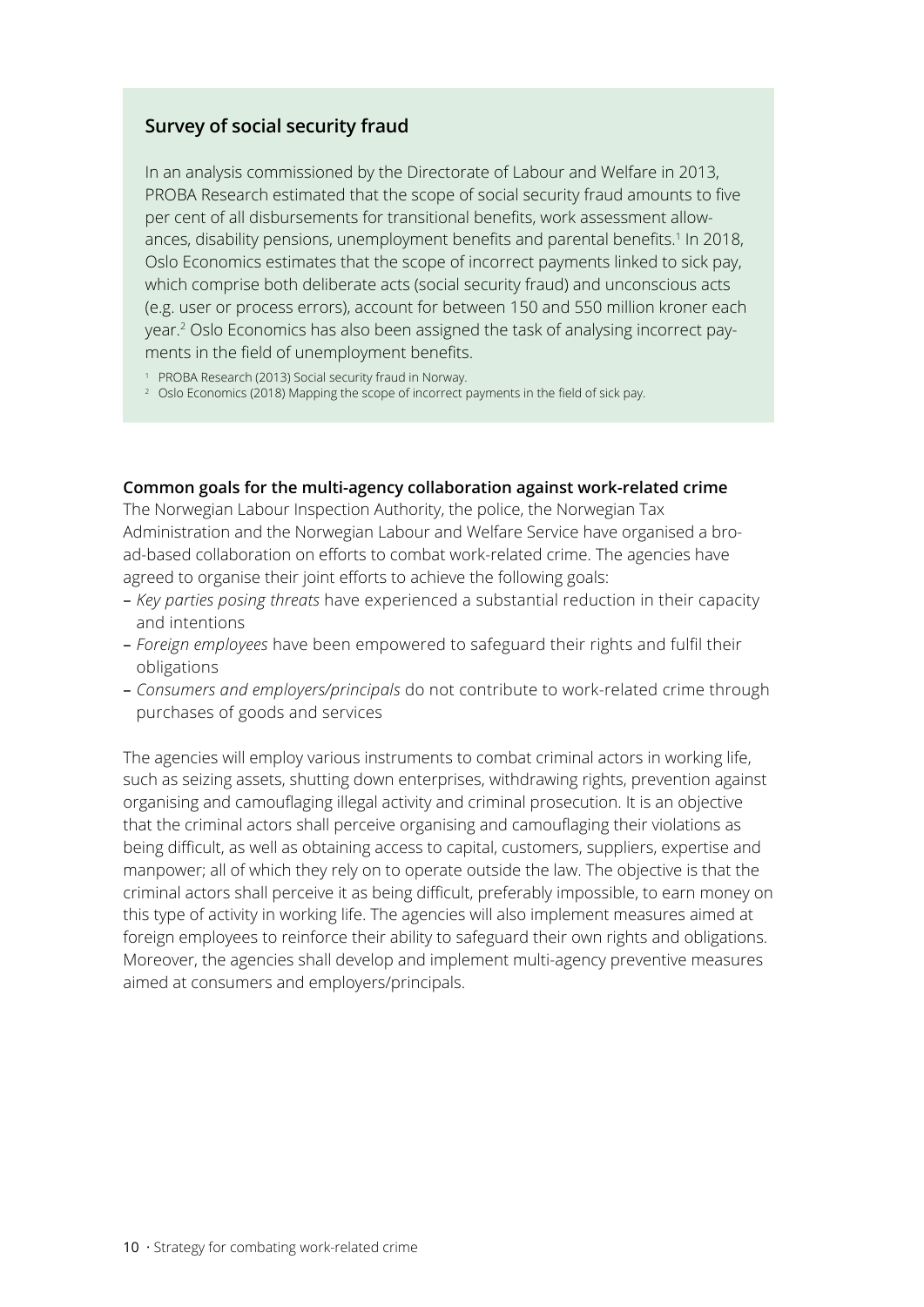## Survey of social security fraud

In an analysis commissioned by the Directorate of Labour and Welfare in 2013, PROBA Research estimated that the scope of social security fraud amounts to five per cent of all disbursements for transitional benefits, work assessment allowances, disability pensions, unemployment benefits and parental benefits.[1] In 2018, Oslo Economics estimates that the scope of incorrect payments linked to sick pay, which comprise both deliberate acts (social security fraud) and unconscious acts (e.g. user or process errors), account for between 150 and 550 million kroner each year.[2] Oslo Economics has also been assigned the task of analysing incorrect payments in the field of unemployment benefits.

[1] PROBA Research (2013) Social security fraud in Norway.
[2] Oslo Economics (2018) Mapping the scope of incorrect payments in the field of sick pay.

**Common goals for the multi-agency collaboration against work-related crime**

The Norwegian Labour Inspection Authority, the police, the Norwegian Tax Administration and the Norwegian Labour and Welfare Service have organised a broad-based collaboration on efforts to combat work-related crime. The agencies have agreed to organise their joint efforts to achieve the following goals:

- *Key parties posing threats* have experienced a substantial reduction in their capacity and intentions
- *Foreign employees* have been empowered to safeguard their rights and fulfil their obligations
- *Consumers and employers/principals* do not contribute to work-related crime through purchases of goods and services

The agencies will employ various instruments to combat criminal actors in working life, such as seizing assets, shutting down enterprises, withdrawing rights, prevention against organising and camouflaging illegal activity and criminal prosecution. It is an objective that the criminal actors shall perceive organising and camouflaging their violations as being difficult, as well as obtaining access to capital, customers, suppliers, expertise and manpower; all of which they rely on to operate outside the law. The objective is that the criminal actors shall perceive it as being difficult, preferably impossible, to earn money on this type of activity in working life. The agencies will also implement measures aimed at foreign employees to reinforce their ability to safeguard their own rights and obligations. Moreover, the agencies shall develop and implement multi-agency preventive measures aimed at consumers and employers/principals.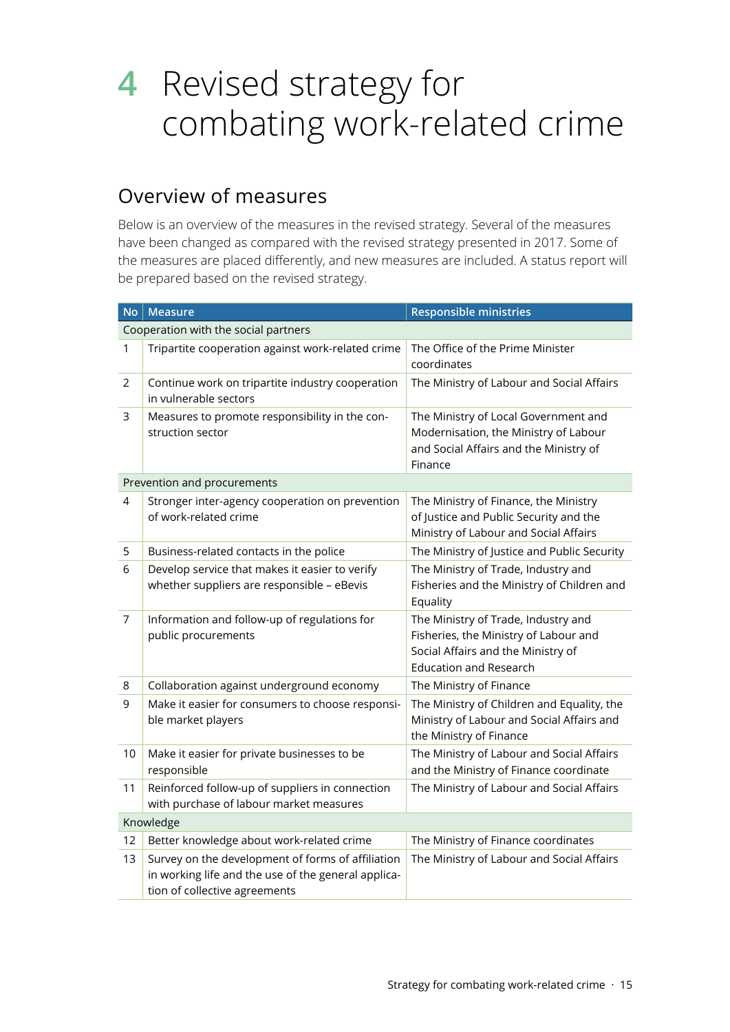# 4 Revised strategy for combating work-related crime

## Overview of measures

Below is an overview of the measures in the revised strategy. Several of the measures have been changed as compared with the revised strategy presented in 2017. Some of the measures are placed differently, and new measures are included. A status report will be prepared based on the revised strategy.

| No | Measure | Responsible ministries |
|---|---|---|
| Cooperation with the social partners | | |
| 1 | Tripartite cooperation against work-related crime | The Office of the Prime Minister coordinates |
| 2 | Continue work on tripartite industry cooperation in vulnerable sectors | The Ministry of Labour and Social Affairs |
| 3 | Measures to promote responsibility in the construction sector | The Ministry of Local Government and Modernisation, the Ministry of Labour and Social Affairs and the Ministry of Finance |
| Prevention and procurements | | |
| 4 | Stronger inter-agency cooperation on prevention of work-related crime | The Ministry of Finance, the Ministry of Justice and Public Security and the Ministry of Labour and Social Affairs |
| 5 | Business-related contacts in the police | The Ministry of Justice and Public Security |
| 6 | Develop service that makes it easier to verify whether suppliers are responsible – eBevis | The Ministry of Trade, Industry and Fisheries and the Ministry of Children and Equality |
| 7 | Information and follow-up of regulations for public procurements | The Ministry of Trade, Industry and Fisheries, the Ministry of Labour and Social Affairs and the Ministry of Education and Research |
| 8 | Collaboration against underground economy | The Ministry of Finance |
| 9 | Make it easier for consumers to choose responsible market players | The Ministry of Children and Equality, the Ministry of Labour and Social Affairs and the Ministry of Finance |
| 10 | Make it easier for private businesses to be responsible | The Ministry of Labour and Social Affairs and the Ministry of Finance coordinate |
| 11 | Reinforced follow-up of suppliers in connection with purchase of labour market measures | The Ministry of Labour and Social Affairs |
| Knowledge | | |
| 12 | Better knowledge about work-related crime | The Ministry of Finance coordinates |
| 13 | Survey on the development of forms of affiliation in working life and the use of the general application of collective agreements | The Ministry of Labour and Social Affairs |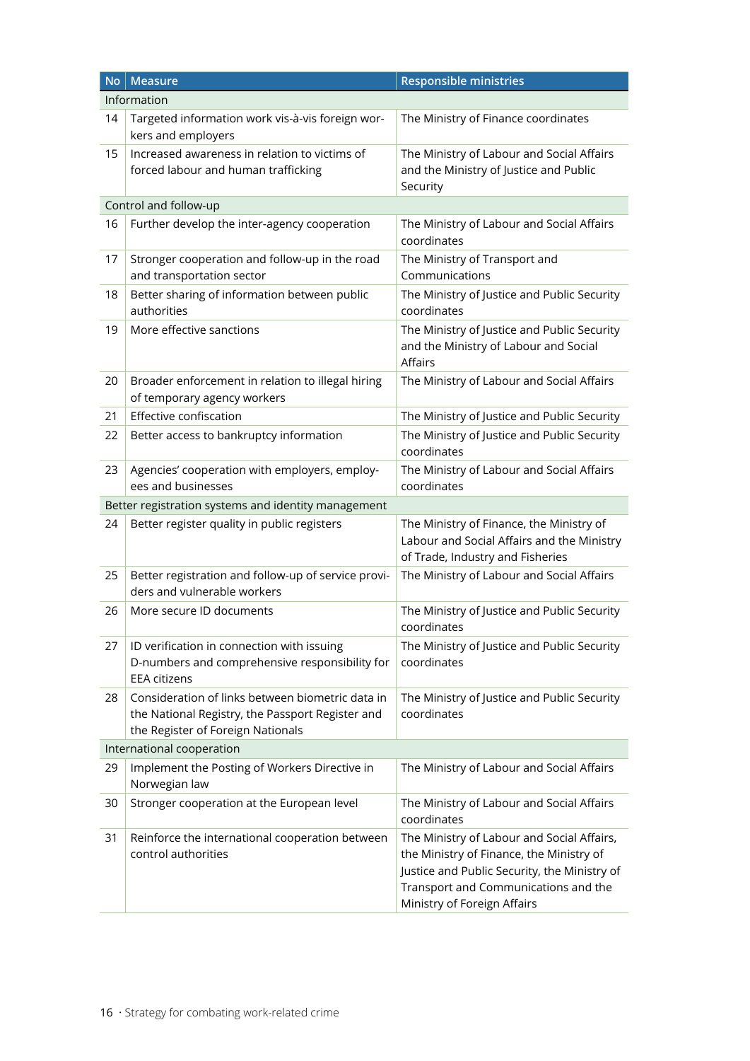| No | Measure | Responsible ministries |
|---|---|---|
| Information | | |
| 14 | Targeted information work vis-à-vis foreign workers and employers | The Ministry of Finance coordinates |
| 15 | Increased awareness in relation to victims of forced labour and human trafficking | The Ministry of Labour and Social Affairs and the Ministry of Justice and Public Security |
| Control and follow-up | | |
| 16 | Further develop the inter-agency cooperation | The Ministry of Labour and Social Affairs coordinates |
| 17 | Stronger cooperation and follow-up in the road and transportation sector | The Ministry of Transport and Communications |
| 18 | Better sharing of information between public authorities | The Ministry of Justice and Public Security coordinates |
| 19 | More effective sanctions | The Ministry of Justice and Public Security and the Ministry of Labour and Social Affairs |
| 20 | Broader enforcement in relation to illegal hiring of temporary agency workers | The Ministry of Labour and Social Affairs |
| 21 | Effective confiscation | The Ministry of Justice and Public Security |
| 22 | Better access to bankruptcy information | The Ministry of Justice and Public Security coordinates |
| 23 | Agencies' cooperation with employers, employees and businesses | The Ministry of Labour and Social Affairs coordinates |
| Better registration systems and identity management | | |
| 24 | Better register quality in public registers | The Ministry of Finance, the Ministry of Labour and Social Affairs and the Ministry of Trade, Industry and Fisheries |
| 25 | Better registration and follow-up of service providers and vulnerable workers | The Ministry of Labour and Social Affairs |
| 26 | More secure ID documents | The Ministry of Justice and Public Security coordinates |
| 27 | ID verification in connection with issuing D-numbers and comprehensive responsibility for EEA citizens | The Ministry of Justice and Public Security coordinates |
| 28 | Consideration of links between biometric data in the National Registry, the Passport Register and the Register of Foreign Nationals | The Ministry of Justice and Public Security coordinates |
| International cooperation | | |
| 29 | Implement the Posting of Workers Directive in Norwegian law | The Ministry of Labour and Social Affairs |
| 30 | Stronger cooperation at the European level | The Ministry of Labour and Social Affairs coordinates |
| 31 | Reinforce the international cooperation between control authorities | The Ministry of Labour and Social Affairs, the Ministry of Finance, the Ministry of Justice and Public Security, the Ministry of Transport and Communications and the Ministry of Foreign Affairs |